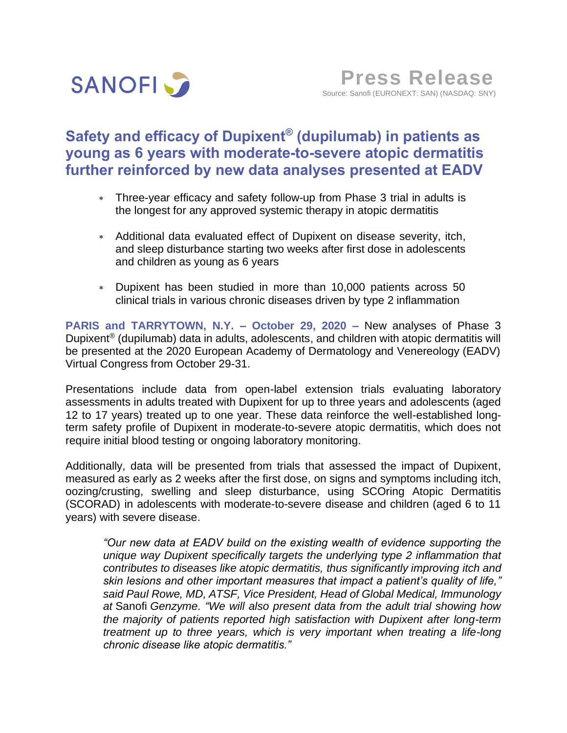SANOFI

**Press Release**

Source: Sanofi (EURONEXT: SAN) (NASDAQ: SNY)

# Safety and efficacy of Dupixent® (dupilumab) in patients as young as 6 years with moderate-to-severe atopic dermatitis further reinforced by new data analyses presented at EADV

- Three-year efficacy and safety follow-up from Phase 3 trial in adults is the longest for any approved systemic therapy in atopic dermatitis
- Additional data evaluated effect of Dupixent on disease severity, itch, and sleep disturbance starting two weeks after first dose in adolescents and children as young as 6 years
- Dupixent has been studied in more than 10,000 patients across 50 clinical trials in various chronic diseases driven by type 2 inflammation

**PARIS and TARRYTOWN, N.Y. – October 29, 2020 –** New analyses of Phase 3 Dupixent® (dupilumab) data in adults, adolescents, and children with atopic dermatitis will be presented at the 2020 European Academy of Dermatology and Venereology (EADV) Virtual Congress from October 29-31.

Presentations include data from open-label extension trials evaluating laboratory assessments in adults treated with Dupixent for up to three years and adolescents (aged 12 to 17 years) treated up to one year. These data reinforce the well-established long-term safety profile of Dupixent in moderate-to-severe atopic dermatitis, which does not require initial blood testing or ongoing laboratory monitoring.

Additionally, data will be presented from trials that assessed the impact of Dupixent, measured as early as 2 weeks after the first dose, on signs and symptoms including itch, oozing/crusting, swelling and sleep disturbance, using SCOring Atopic Dermatitis (SCORAD) in adolescents with moderate-to-severe disease and children (aged 6 to 11 years) with severe disease.

> *"Our new data at EADV build on the existing wealth of evidence supporting the unique way Dupixent specifically targets the underlying type 2 inflammation that contributes to diseases like atopic dermatitis, thus significantly improving itch and skin lesions and other important measures that impact a patient's quality of life," said Paul Rowe, MD, ATSF, Vice President, Head of Global Medical, Immunology at* Sanofi *Genzyme. "We will also present data from the adult trial showing how the majority of patients reported high satisfaction with Dupixent after long-term treatment up to three years, which is very important when treating a life-long chronic disease like atopic dermatitis."*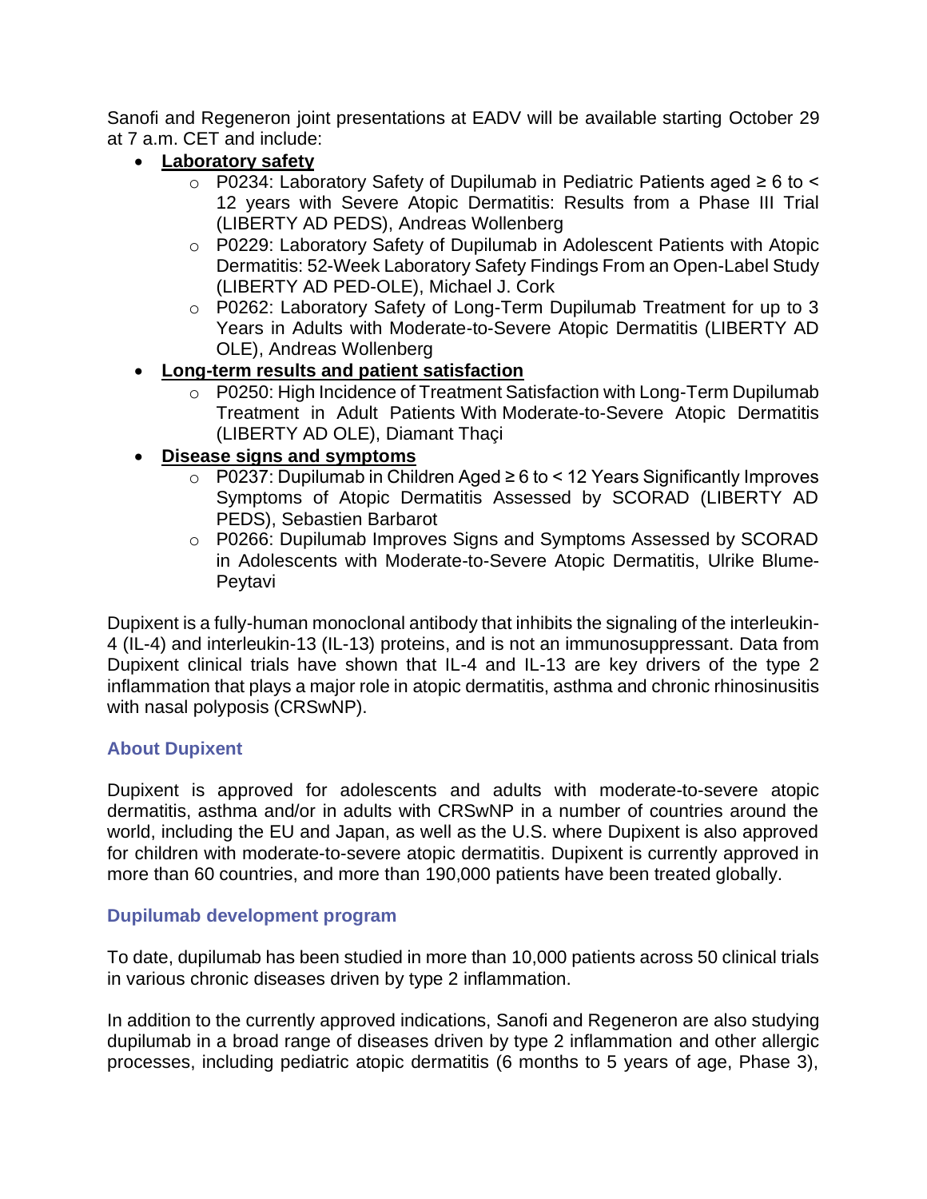Sanofi and Regeneron joint presentations at EADV will be available starting October 29 at 7 a.m. CET and include:

- **Laboratory safety**
  - P0234: Laboratory Safety of Dupilumab in Pediatric Patients aged ≥ 6 to < 12 years with Severe Atopic Dermatitis: Results from a Phase III Trial (LIBERTY AD PEDS), Andreas Wollenberg
  - P0229: Laboratory Safety of Dupilumab in Adolescent Patients with Atopic Dermatitis: 52-Week Laboratory Safety Findings From an Open-Label Study (LIBERTY AD PED-OLE), Michael J. Cork
  - P0262: Laboratory Safety of Long-Term Dupilumab Treatment for up to 3 Years in Adults with Moderate-to-Severe Atopic Dermatitis (LIBERTY AD OLE), Andreas Wollenberg
- **Long-term results and patient satisfaction**
  - P0250: High Incidence of Treatment Satisfaction with Long-Term Dupilumab Treatment in Adult Patients With Moderate-to-Severe Atopic Dermatitis (LIBERTY AD OLE), Diamant Thaçi
- **Disease signs and symptoms**
  - P0237: Dupilumab in Children Aged ≥ 6 to < 12 Years Significantly Improves Symptoms of Atopic Dermatitis Assessed by SCORAD (LIBERTY AD PEDS), Sebastien Barbarot
  - P0266: Dupilumab Improves Signs and Symptoms Assessed by SCORAD in Adolescents with Moderate-to-Severe Atopic Dermatitis, Ulrike Blume-Peytavi

Dupixent is a fully-human monoclonal antibody that inhibits the signaling of the interleukin-4 (IL-4) and interleukin-13 (IL-13) proteins, and is not an immunosuppressant. Data from Dupixent clinical trials have shown that IL-4 and IL-13 are key drivers of the type 2 inflammation that plays a major role in atopic dermatitis, asthma and chronic rhinosinusitis with nasal polyposis (CRSwNP).

### About Dupixent

Dupixent is approved for adolescents and adults with moderate-to-severe atopic dermatitis, asthma and/or in adults with CRSwNP in a number of countries around the world, including the EU and Japan, as well as the U.S. where Dupixent is also approved for children with moderate-to-severe atopic dermatitis. Dupixent is currently approved in more than 60 countries, and more than 190,000 patients have been treated globally.

### Dupilumab development program

To date, dupilumab has been studied in more than 10,000 patients across 50 clinical trials in various chronic diseases driven by type 2 inflammation.

In addition to the currently approved indications, Sanofi and Regeneron are also studying dupilumab in a broad range of diseases driven by type 2 inflammation and other allergic processes, including pediatric atopic dermatitis (6 months to 5 years of age, Phase 3),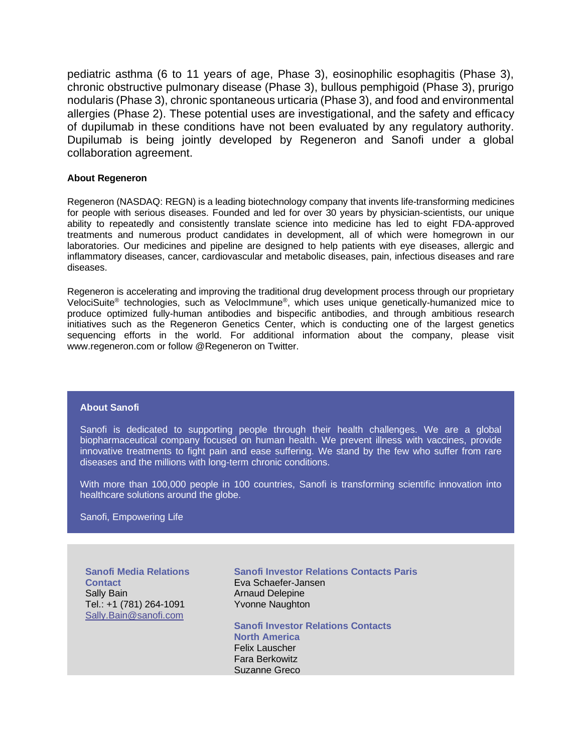pediatric asthma (6 to 11 years of age, Phase 3), eosinophilic esophagitis (Phase 3), chronic obstructive pulmonary disease (Phase 3), bullous pemphigoid (Phase 3), prurigo nodularis (Phase 3), chronic spontaneous urticaria (Phase 3), and food and environmental allergies (Phase 2). These potential uses are investigational, and the safety and efficacy of dupilumab in these conditions have not been evaluated by any regulatory authority. Dupilumab is being jointly developed by Regeneron and Sanofi under a global collaboration agreement.

**About Regeneron**

Regeneron (NASDAQ: REGN) is a leading biotechnology company that invents life-transforming medicines for people with serious diseases. Founded and led for over 30 years by physician-scientists, our unique ability to repeatedly and consistently translate science into medicine has led to eight FDA-approved treatments and numerous product candidates in development, all of which were homegrown in our laboratories. Our medicines and pipeline are designed to help patients with eye diseases, allergic and inflammatory diseases, cancer, cardiovascular and metabolic diseases, pain, infectious diseases and rare diseases.

Regeneron is accelerating and improving the traditional drug development process through our proprietary VelociSuite® technologies, such as VelocImmune®, which uses unique genetically-humanized mice to produce optimized fully-human antibodies and bispecific antibodies, and through ambitious research initiatives such as the Regeneron Genetics Center, which is conducting one of the largest genetics sequencing efforts in the world. For additional information about the company, please visit www.regeneron.com or follow @Regeneron on Twitter.

**About Sanofi**

Sanofi is dedicated to supporting people through their health challenges. We are a global biopharmaceutical company focused on human health. We prevent illness with vaccines, provide innovative treatments to fight pain and ease suffering. We stand by the few who suffer from rare diseases and the millions with long-term chronic conditions.

With more than 100,000 people in 100 countries, Sanofi is transforming scientific innovation into healthcare solutions around the globe.

Sanofi, Empowering Life

**Sanofi Media Relations Contact**
Sally Bain
Tel.: +1 (781) 264-1091
Sally.Bain@sanofi.com

**Sanofi Investor Relations Contacts Paris**
Eva Schaefer-Jansen
Arnaud Delepine
Yvonne Naughton

**Sanofi Investor Relations Contacts North America**
Felix Lauscher
Fara Berkowitz
Suzanne Greco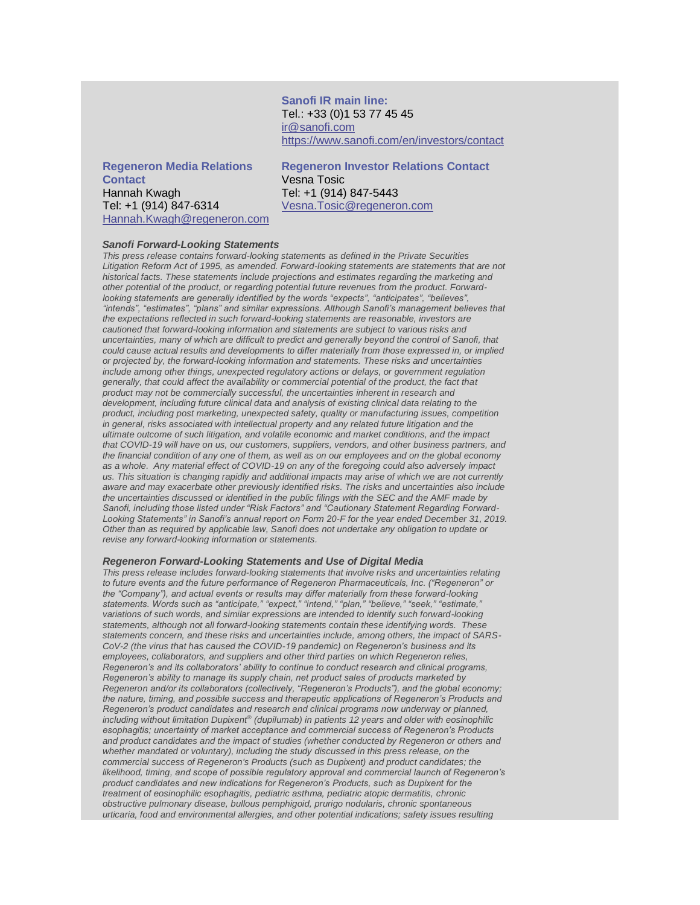**Sanofi IR main line:**
Tel.: +33 (0)1 53 77 45 45
ir@sanofi.com
https://www.sanofi.com/en/investors/contact

**Regeneron Media Relations Contact**
Hannah Kwagh
Tel: +1 (914) 847-6314
Hannah.Kwagh@regeneron.com

**Regeneron Investor Relations Contact**
Vesna Tosic
Tel: +1 (914) 847-5443
Vesna.Tosic@regeneron.com

***Sanofi Forward-Looking Statements***

*This press release contains forward-looking statements as defined in the Private Securities Litigation Reform Act of 1995, as amended. Forward-looking statements are statements that are not historical facts. These statements include projections and estimates regarding the marketing and other potential of the product, or regarding potential future revenues from the product. Forward-looking statements are generally identified by the words "expects", "anticipates", "believes", "intends", "estimates", "plans" and similar expressions. Although Sanofi's management believes that the expectations reflected in such forward-looking statements are reasonable, investors are cautioned that forward-looking information and statements are subject to various risks and uncertainties, many of which are difficult to predict and generally beyond the control of Sanofi, that could cause actual results and developments to differ materially from those expressed in, or implied or projected by, the forward-looking information and statements. These risks and uncertainties include among other things, unexpected regulatory actions or delays, or government regulation generally, that could affect the availability or commercial potential of the product, the fact that product may not be commercially successful, the uncertainties inherent in research and development, including future clinical data and analysis of existing clinical data relating to the product, including post marketing, unexpected safety, quality or manufacturing issues, competition in general, risks associated with intellectual property and any related future litigation and the ultimate outcome of such litigation, and volatile economic and market conditions, and the impact that COVID-19 will have on us, our customers, suppliers, vendors, and other business partners, and the financial condition of any one of them, as well as on our employees and on the global economy as a whole. Any material effect of COVID-19 on any of the foregoing could also adversely impact us. This situation is changing rapidly and additional impacts may arise of which we are not currently aware and may exacerbate other previously identified risks. The risks and uncertainties also include the uncertainties discussed or identified in the public filings with the SEC and the AMF made by Sanofi, including those listed under "Risk Factors" and "Cautionary Statement Regarding Forward-Looking Statements" in Sanofi's annual report on Form 20-F for the year ended December 31, 2019. Other than as required by applicable law, Sanofi does not undertake any obligation to update or revise any forward-looking information or statements.*

***Regeneron Forward-Looking Statements and Use of Digital Media***

*This press release includes forward-looking statements that involve risks and uncertainties relating to future events and the future performance of Regeneron Pharmaceuticals, Inc. ("Regeneron" or the "Company"), and actual events or results may differ materially from these forward-looking statements. Words such as "anticipate," "expect," "intend," "plan," "believe," "seek," "estimate," variations of such words, and similar expressions are intended to identify such forward-looking statements, although not all forward-looking statements contain these identifying words. These statements concern, and these risks and uncertainties include, among others, the impact of SARS-CoV-2 (the virus that has caused the COVID-19 pandemic) on Regeneron's business and its employees, collaborators, and suppliers and other third parties on which Regeneron relies, Regeneron's and its collaborators' ability to continue to conduct research and clinical programs, Regeneron's ability to manage its supply chain, net product sales of products marketed by Regeneron and/or its collaborators (collectively, "Regeneron's Products"), and the global economy; the nature, timing, and possible success and therapeutic applications of Regeneron's Products and Regeneron's product candidates and research and clinical programs now underway or planned, including without limitation Dupixent® (dupilumab) in patients 12 years and older with eosinophilic esophagitis; uncertainty of market acceptance and commercial success of Regeneron's Products and product candidates and the impact of studies (whether conducted by Regeneron or others and whether mandated or voluntary), including the study discussed in this press release, on the commercial success of Regeneron's Products (such as Dupixent) and product candidates; the likelihood, timing, and scope of possible regulatory approval and commercial launch of Regeneron's product candidates and new indications for Regeneron's Products, such as Dupixent for the treatment of eosinophilic esophagitis, pediatric asthma, pediatric atopic dermatitis, chronic obstructive pulmonary disease, bullous pemphigoid, prurigo nodularis, chronic spontaneous urticaria, food and environmental allergies, and other potential indications; safety issues resulting*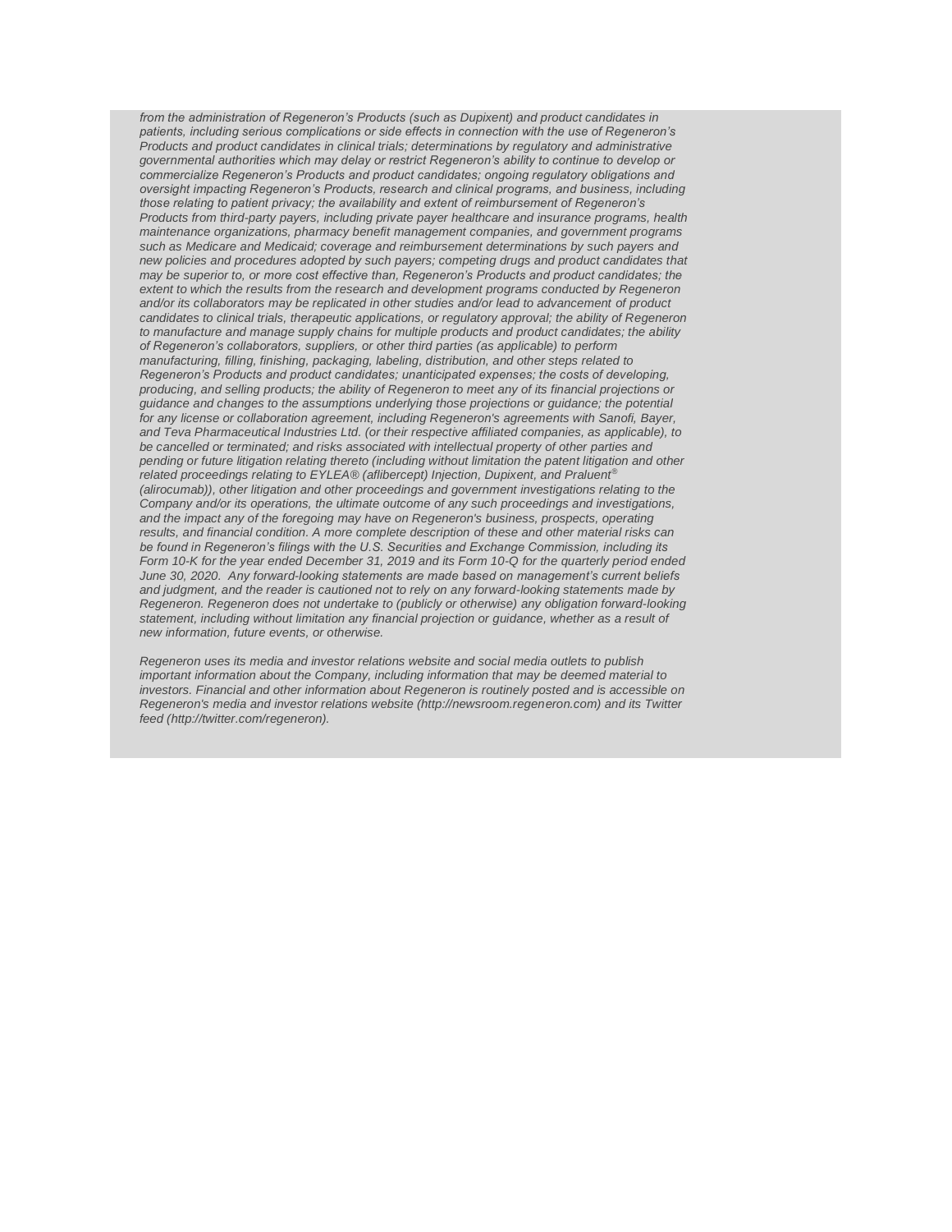*from the administration of Regeneron's Products (such as Dupixent) and product candidates in patients, including serious complications or side effects in connection with the use of Regeneron's Products and product candidates in clinical trials; determinations by regulatory and administrative governmental authorities which may delay or restrict Regeneron's ability to continue to develop or commercialize Regeneron's Products and product candidates; ongoing regulatory obligations and oversight impacting Regeneron's Products, research and clinical programs, and business, including those relating to patient privacy; the availability and extent of reimbursement of Regeneron's Products from third-party payers, including private payer healthcare and insurance programs, health maintenance organizations, pharmacy benefit management companies, and government programs such as Medicare and Medicaid; coverage and reimbursement determinations by such payers and new policies and procedures adopted by such payers; competing drugs and product candidates that may be superior to, or more cost effective than, Regeneron's Products and product candidates; the extent to which the results from the research and development programs conducted by Regeneron and/or its collaborators may be replicated in other studies and/or lead to advancement of product candidates to clinical trials, therapeutic applications, or regulatory approval; the ability of Regeneron to manufacture and manage supply chains for multiple products and product candidates; the ability of Regeneron's collaborators, suppliers, or other third parties (as applicable) to perform manufacturing, filling, finishing, packaging, labeling, distribution, and other steps related to Regeneron's Products and product candidates; unanticipated expenses; the costs of developing, producing, and selling products; the ability of Regeneron to meet any of its financial projections or guidance and changes to the assumptions underlying those projections or guidance; the potential for any license or collaboration agreement, including Regeneron's agreements with Sanofi, Bayer, and Teva Pharmaceutical Industries Ltd. (or their respective affiliated companies, as applicable), to be cancelled or terminated; and risks associated with intellectual property of other parties and pending or future litigation relating thereto (including without limitation the patent litigation and other related proceedings relating to EYLEA® (aflibercept) Injection, Dupixent, and Praluent® (alirocumab)), other litigation and other proceedings and government investigations relating to the Company and/or its operations, the ultimate outcome of any such proceedings and investigations, and the impact any of the foregoing may have on Regeneron's business, prospects, operating results, and financial condition. A more complete description of these and other material risks can be found in Regeneron's filings with the U.S. Securities and Exchange Commission, including its Form 10-K for the year ended December 31, 2019 and its Form 10-Q for the quarterly period ended June 30, 2020. Any forward-looking statements are made based on management's current beliefs and judgment, and the reader is cautioned not to rely on any forward-looking statements made by Regeneron. Regeneron does not undertake to (publicly or otherwise) any obligation forward-looking statement, including without limitation any financial projection or guidance, whether as a result of new information, future events, or otherwise.*

*Regeneron uses its media and investor relations website and social media outlets to publish important information about the Company, including information that may be deemed material to investors. Financial and other information about Regeneron is routinely posted and is accessible on Regeneron's media and investor relations website (http://newsroom.regeneron.com) and its Twitter feed (http://twitter.com/regeneron).*